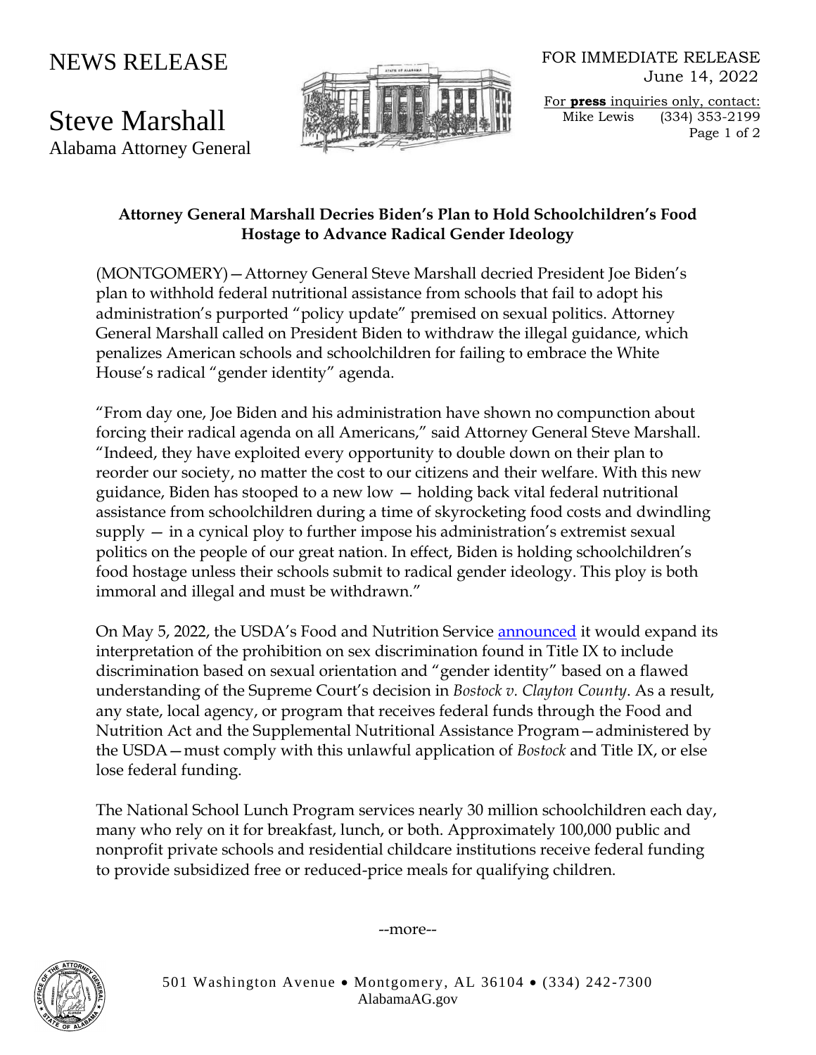# NEWS RELEASE

## Steve Marshall

Alabama Attorney General

FOR IMMEDIATE RELEASE
June 14, 2022

For **press** inquiries only, contact:
Mike Lewis (334) 353-2199

### Attorney General Marshall Decries Biden's Plan to Hold Schoolchildren's Food Hostage to Advance Radical Gender Ideology

(MONTGOMERY)—Attorney General Steve Marshall decried President Joe Biden's plan to withhold federal nutritional assistance from schools that fail to adopt his administration's purported "policy update" premised on sexual politics. Attorney General Marshall called on President Biden to withdraw the illegal guidance, which penalizes American schools and schoolchildren for failing to embrace the White House's radical "gender identity" agenda.

"From day one, Joe Biden and his administration have shown no compunction about forcing their radical agenda on all Americans," said Attorney General Steve Marshall. "Indeed, they have exploited every opportunity to double down on their plan to reorder our society, no matter the cost to our citizens and their welfare. With this new guidance, Biden has stooped to a new low — holding back vital federal nutritional assistance from schoolchildren during a time of skyrocketing food costs and dwindling supply — in a cynical ploy to further impose his administration's extremist sexual politics on the people of our great nation. In effect, Biden is holding schoolchildren's food hostage unless their schools submit to radical gender ideology. This ploy is both immoral and illegal and must be withdrawn."

On May 5, 2022, the USDA's Food and Nutrition Service announced it would expand its interpretation of the prohibition on sex discrimination found in Title IX to include discrimination based on sexual orientation and "gender identity" based on a flawed understanding of the Supreme Court's decision in *Bostock v. Clayton County*. As a result, any state, local agency, or program that receives federal funds through the Food and Nutrition Act and the Supplemental Nutritional Assistance Program—administered by the USDA—must comply with this unlawful application of *Bostock* and Title IX, or else lose federal funding.

The National School Lunch Program services nearly 30 million schoolchildren each day, many who rely on it for breakfast, lunch, or both. Approximately 100,000 public and nonprofit private schools and residential childcare institutions receive federal funding to provide subsidized free or reduced-price meals for qualifying children.

--more--

501 Washington Avenue • Montgomery, AL 36104 • (334) 242-7300
AlabamaAG.gov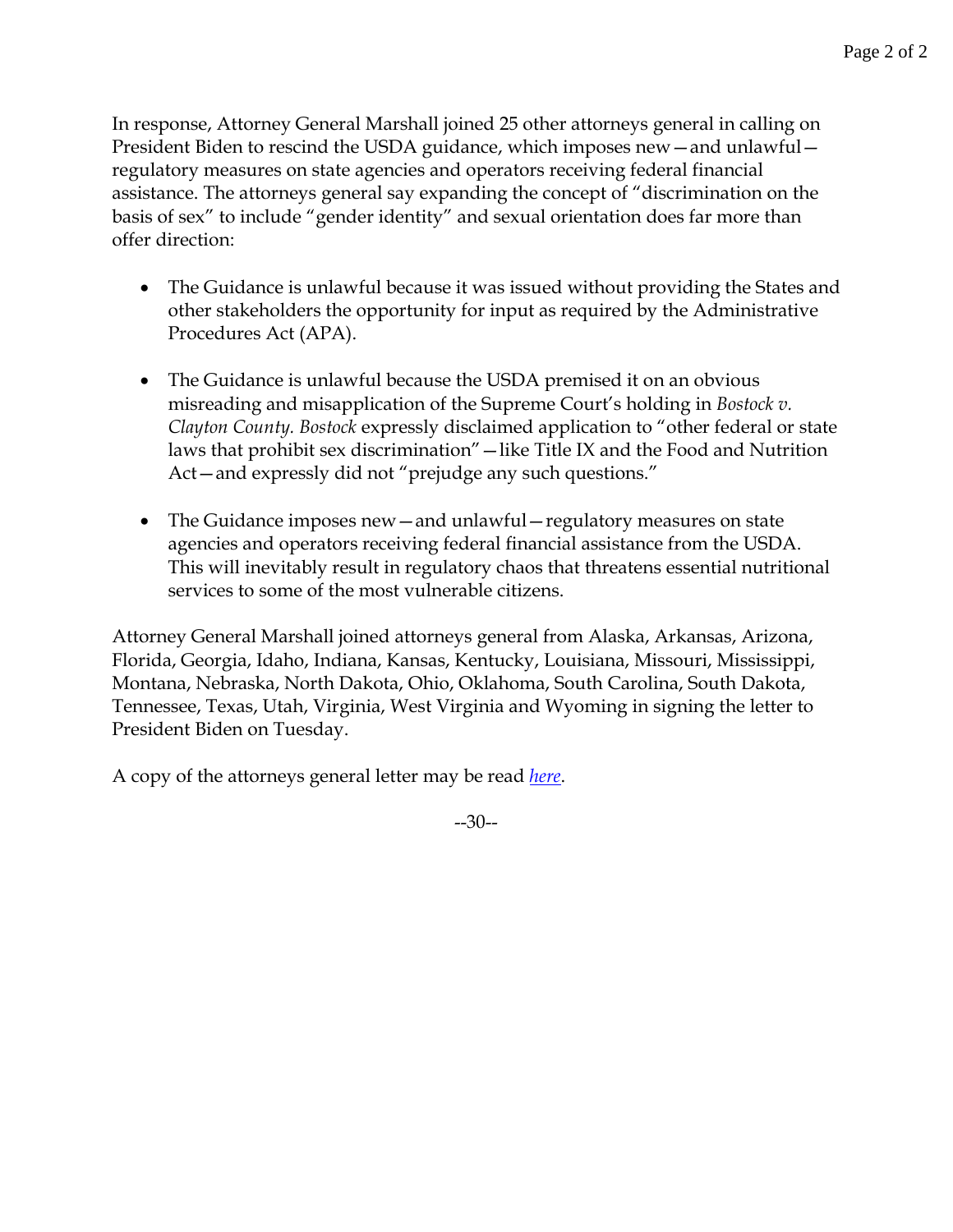In response, Attorney General Marshall joined 25 other attorneys general in calling on President Biden to rescind the USDA guidance, which imposes new—and unlawful—regulatory measures on state agencies and operators receiving federal financial assistance. The attorneys general say expanding the concept of "discrimination on the basis of sex" to include "gender identity" and sexual orientation does far more than offer direction:

- The Guidance is unlawful because it was issued without providing the States and other stakeholders the opportunity for input as required by the Administrative Procedures Act (APA).

- The Guidance is unlawful because the USDA premised it on an obvious misreading and misapplication of the Supreme Court's holding in *Bostock v. Clayton County*. *Bostock* expressly disclaimed application to "other federal or state laws that prohibit sex discrimination"—like Title IX and the Food and Nutrition Act—and expressly did not "prejudge any such questions."

- The Guidance imposes new—and unlawful—regulatory measures on state agencies and operators receiving federal financial assistance from the USDA. This will inevitably result in regulatory chaos that threatens essential nutritional services to some of the most vulnerable citizens.

Attorney General Marshall joined attorneys general from Alaska, Arkansas, Arizona, Florida, Georgia, Idaho, Indiana, Kansas, Kentucky, Louisiana, Missouri, Mississippi, Montana, Nebraska, North Dakota, Ohio, Oklahoma, South Carolina, South Dakota, Tennessee, Texas, Utah, Virginia, West Virginia and Wyoming in signing the letter to President Biden on Tuesday.

A copy of the attorneys general letter may be read *here*.

--30--